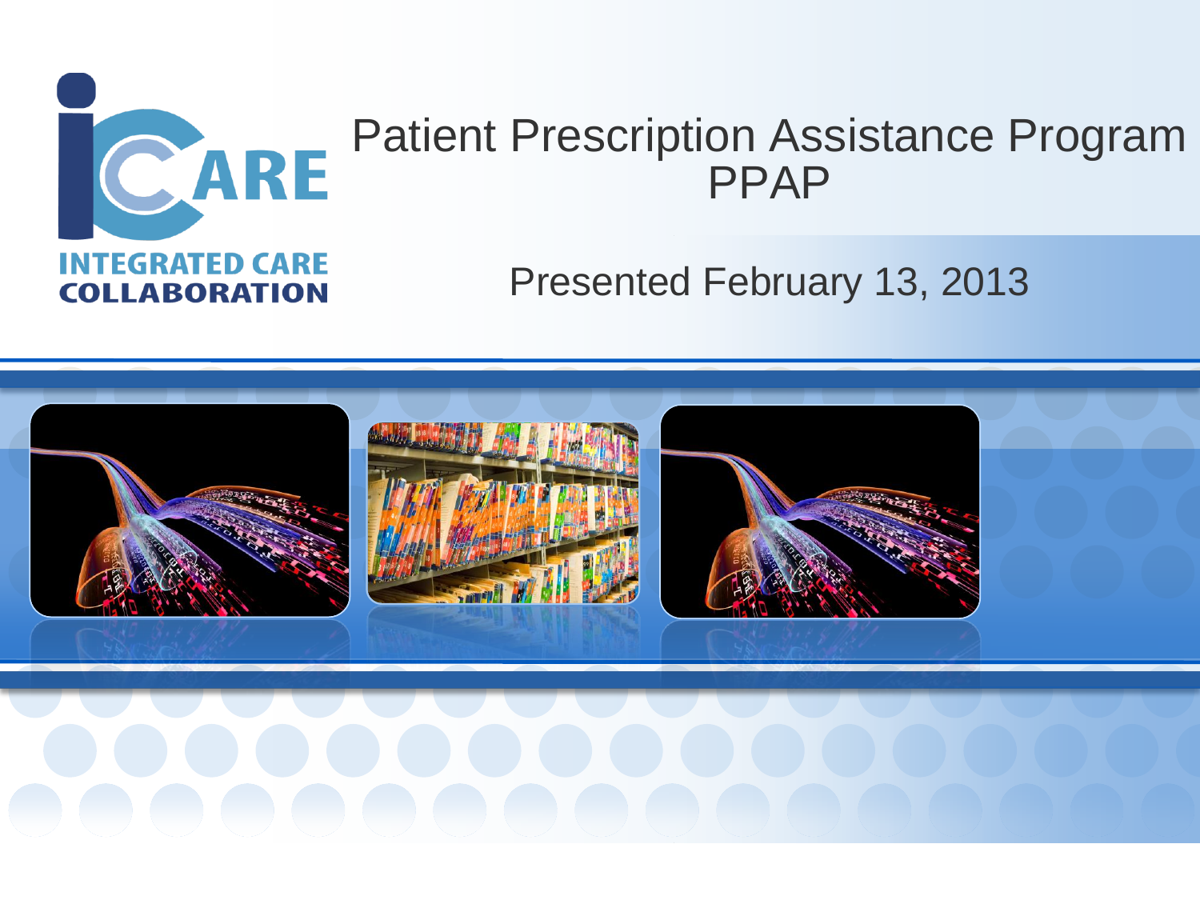iCARE

INTEGRATED CARE COLLABORATION

# Patient Prescription Assistance Program PPAP

Presented February 13, 2013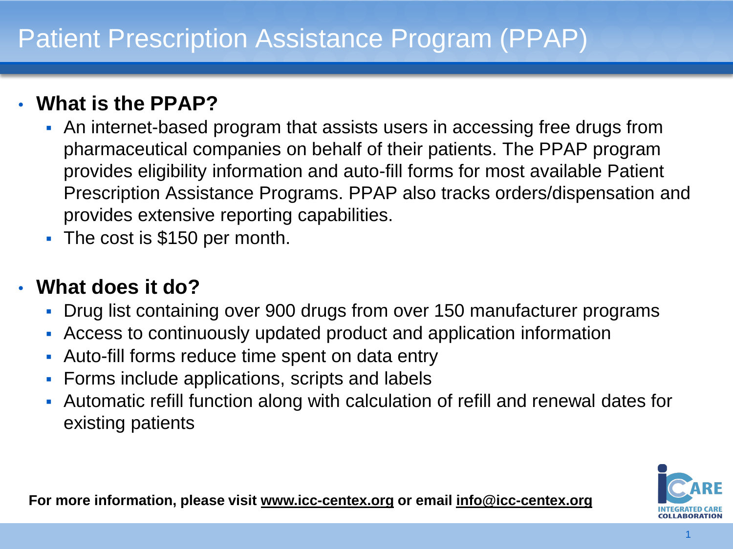# Patient Prescription Assistance Program (PPAP)

- **What is the PPAP?**
  - An internet-based program that assists users in accessing free drugs from pharmaceutical companies on behalf of their patients. The PPAP program provides eligibility information and auto-fill forms for most available Patient Prescription Assistance Programs. PPAP also tracks orders/dispensation and provides extensive reporting capabilities.
  - The cost is $150 per month.

- **What does it do?**
  - Drug list containing over 900 drugs from over 150 manufacturer programs
  - Access to continuously updated product and application information
  - Auto-fill forms reduce time spent on data entry
  - Forms include applications, scripts and labels
  - Automatic refill function along with calculation of refill and renewal dates for existing patients

**For more information, please visit www.icc-centex.org or email info@icc-centex.org**

iCARE INTEGRATED CARE COLLABORATION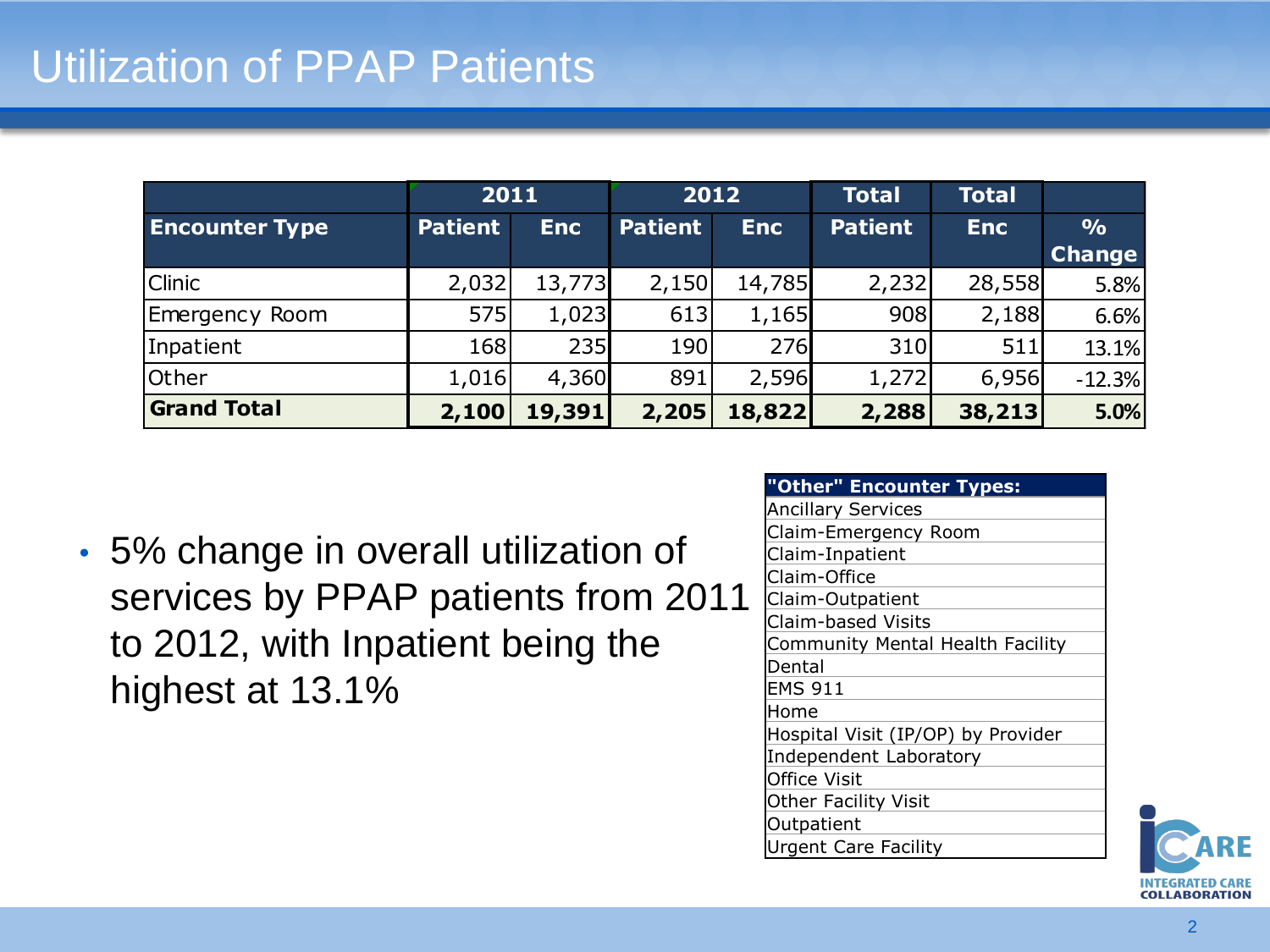# Utilization of PPAP Patients

| | 2011 | | 2012 | | Total | Total | |
|---|---|---|---|---|---|---|---|
| **Encounter Type** | **Patient** | **Enc** | **Patient** | **Enc** | **Patient** | **Enc** | **% Change** |
| Clinic | 2,032 | 13,773 | 2,150 | 14,785 | 2,232 | 28,558 | 5.8% |
| Emergency Room | 575 | 1,023 | 613 | 1,165 | 908 | 2,188 | 6.6% |
| Inpatient | 168 | 235 | 190 | 276 | 310 | 511 | 13.1% |
| Other | 1,016 | 4,360 | 891 | 2,596 | 1,272 | 6,956 | -12.3% |
| **Grand Total** | **2,100** | **19,391** | **2,205** | **18,822** | **2,288** | **38,213** | **5.0%** |

- 5% change in overall utilization of services by PPAP patients from 2011 to 2012, with Inpatient being the highest at 13.1%

| "Other" Encounter Types: |
|---|
| Ancillary Services |
| Claim-Emergency Room |
| Claim-Inpatient |
| Claim-Office |
| Claim-Outpatient |
| Claim-based Visits |
| Community Mental Health Facility |
| Dental |
| EMS 911 |
| Home |
| Hospital Visit (IP/OP) by Provider |
| Independent Laboratory |
| Office Visit |
| Other Facility Visit |
| Outpatient |
| Urgent Care Facility |

iCARE INTEGRATED CARE COLLABORATION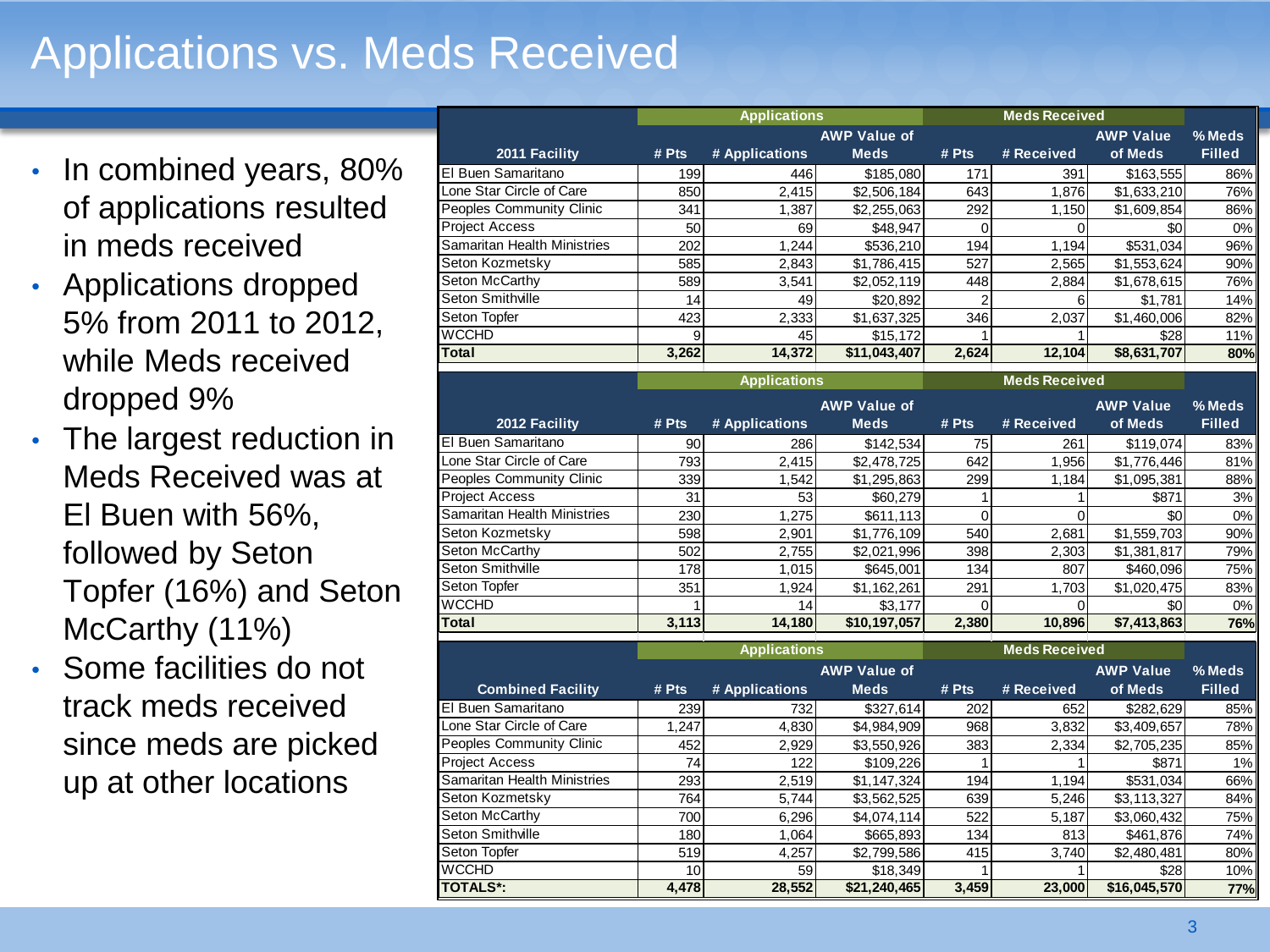# Applications vs. Meds Received

- In combined years, 80% of applications resulted in meds received
- Applications dropped 5% from 2011 to 2012, while Meds received dropped 9%
- The largest reduction in Meds Received was at El Buen with 56%, followed by Seton Topfer (16%) and Seton McCarthy (11%)
- Some facilities do not track meds received since meds are picked up at other locations

| | Applications | | | Meds Received | | | |
|---|---|---|---|---|---|---|---|
| **2011 Facility** | **# Pts** | **# Applications** | **AWP Value of Meds** | **# Pts** | **# Received** | **AWP Value of Meds** | **% Meds Filled** |
| El Buen Samaritano | 199 | 446 | $185,080 | 171 | 391 | $163,555 | 86% |
| Lone Star Circle of Care | 850 | 2,415 | $2,506,184 | 643 | 1,876 | $1,633,210 | 76% |
| Peoples Community Clinic | 341 | 1,387 | $2,255,063 | 292 | 1,150 | $1,609,854 | 86% |
| Project Access | 50 | 69 | $48,947 | 0 | 0 | $0 | 0% |
| Samaritan Health Ministries | 202 | 1,244 | $536,210 | 194 | 1,194 | $531,034 | 96% |
| Seton Kozmetsky | 585 | 2,843 | $1,786,415 | 527 | 2,565 | $1,553,624 | 90% |
| Seton McCarthy | 589 | 3,541 | $2,052,119 | 448 | 2,884 | $1,678,615 | 76% |
| Seton Smithville | 14 | 49 | $20,892 | 2 | 6 | $1,781 | 14% |
| Seton Topfer | 423 | 2,333 | $1,637,325 | 346 | 2,037 | $1,460,006 | 82% |
| WCCHD | 9 | 45 | $15,172 | 1 | 1 | $28 | 11% |
| **Total** | **3,262** | **14,372** | **$11,043,407** | **2,624** | **12,104** | **$8,631,707** | **80%** |

| | Applications | | | Meds Received | | | |
|---|---|---|---|---|---|---|---|
| **2012 Facility** | **# Pts** | **# Applications** | **AWP Value of Meds** | **# Pts** | **# Received** | **AWP Value of Meds** | **% Meds Filled** |
| El Buen Samaritano | 90 | 286 | $142,534 | 75 | 261 | $119,074 | 83% |
| Lone Star Circle of Care | 793 | 2,415 | $2,478,725 | 642 | 1,956 | $1,776,446 | 81% |
| Peoples Community Clinic | 339 | 1,542 | $1,295,863 | 299 | 1,184 | $1,095,381 | 88% |
| Project Access | 31 | 53 | $60,279 | 1 | 1 | $871 | 3% |
| Samaritan Health Ministries | 230 | 1,275 | $611,113 | 0 | 0 | $0 | 0% |
| Seton Kozmetsky | 598 | 2,901 | $1,776,109 | 540 | 2,681 | $1,559,703 | 90% |
| Seton McCarthy | 502 | 2,755 | $2,021,996 | 398 | 2,303 | $1,381,817 | 79% |
| Seton Smithville | 178 | 1,015 | $645,001 | 134 | 807 | $460,096 | 75% |
| Seton Topfer | 351 | 1,924 | $1,162,261 | 291 | 1,703 | $1,020,475 | 83% |
| WCCHD | 1 | 14 | $3,177 | 0 | 0 | $0 | 0% |
| **Total** | **3,113** | **14,180** | **$10,197,057** | **2,380** | **10,896** | **$7,413,863** | **76%** |

| | Applications | | | Meds Received | | | |
|---|---|---|---|---|---|---|---|
| **Combined Facility** | **# Pts** | **# Applications** | **AWP Value of Meds** | **# Pts** | **# Received** | **AWP Value of Meds** | **% Meds Filled** |
| El Buen Samaritano | 239 | 732 | $327,614 | 202 | 652 | $282,629 | 85% |
| Lone Star Circle of Care | 1,247 | 4,830 | $4,984,909 | 968 | 3,832 | $3,409,657 | 78% |
| Peoples Community Clinic | 452 | 2,929 | $3,550,926 | 383 | 2,334 | $2,705,235 | 85% |
| Project Access | 74 | 122 | $109,226 | 1 | 1 | $871 | 1% |
| Samaritan Health Ministries | 293 | 2,519 | $1,147,324 | 194 | 1,194 | $531,034 | 66% |
| Seton Kozmetsky | 764 | 5,744 | $3,562,525 | 639 | 5,246 | $3,113,327 | 84% |
| Seton McCarthy | 700 | 6,296 | $4,074,114 | 522 | 5,187 | $3,060,432 | 75% |
| Seton Smithville | 180 | 1,064 | $665,893 | 134 | 813 | $461,876 | 74% |
| Seton Topfer | 519 | 4,257 | $2,799,586 | 415 | 3,740 | $2,480,481 | 80% |
| WCCHD | 10 | 59 | $18,349 | 1 | 1 | $28 | 10% |
| **TOTALS*:** | **4,478** | **28,552** | **$21,240,465** | **3,459** | **23,000** | **$16,045,570** | **77%** |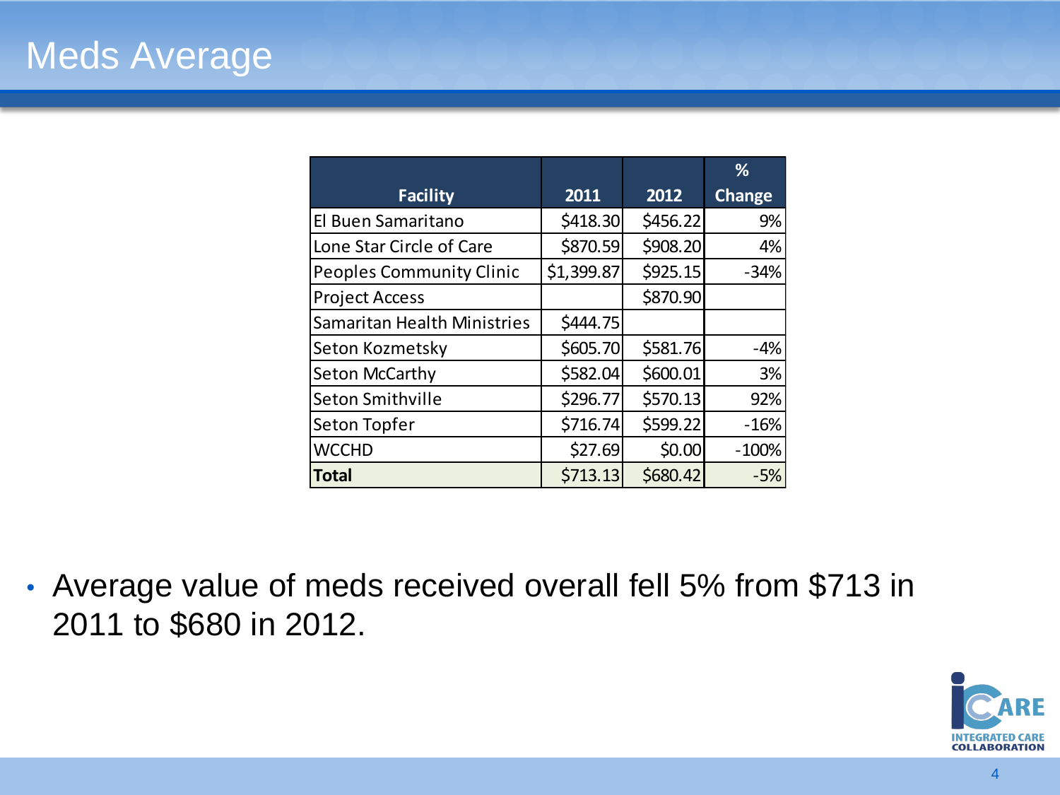# Meds Average

| Facility | 2011 | 2012 | % Change |
|---|---|---|---|
| El Buen Samaritano | $418.30 | $456.22 | 9% |
| Lone Star Circle of Care | $870.59 | $908.20 | 4% |
| Peoples Community Clinic | $1,399.87 | $925.15 | -34% |
| Project Access | | $870.90 | |
| Samaritan Health Ministries | $444.75 | | |
| Seton Kozmetsky | $605.70 | $581.76 | -4% |
| Seton McCarthy | $582.04 | $600.01 | 3% |
| Seton Smithville | $296.77 | $570.13 | 92% |
| Seton Topfer | $716.74 | $599.22 | -16% |
| WCCHD | $27.69 | $0.00 | -100% |
| **Total** | $713.13 | $680.42 | -5% |

- Average value of meds received overall fell 5% from $713 in 2011 to $680 in 2012.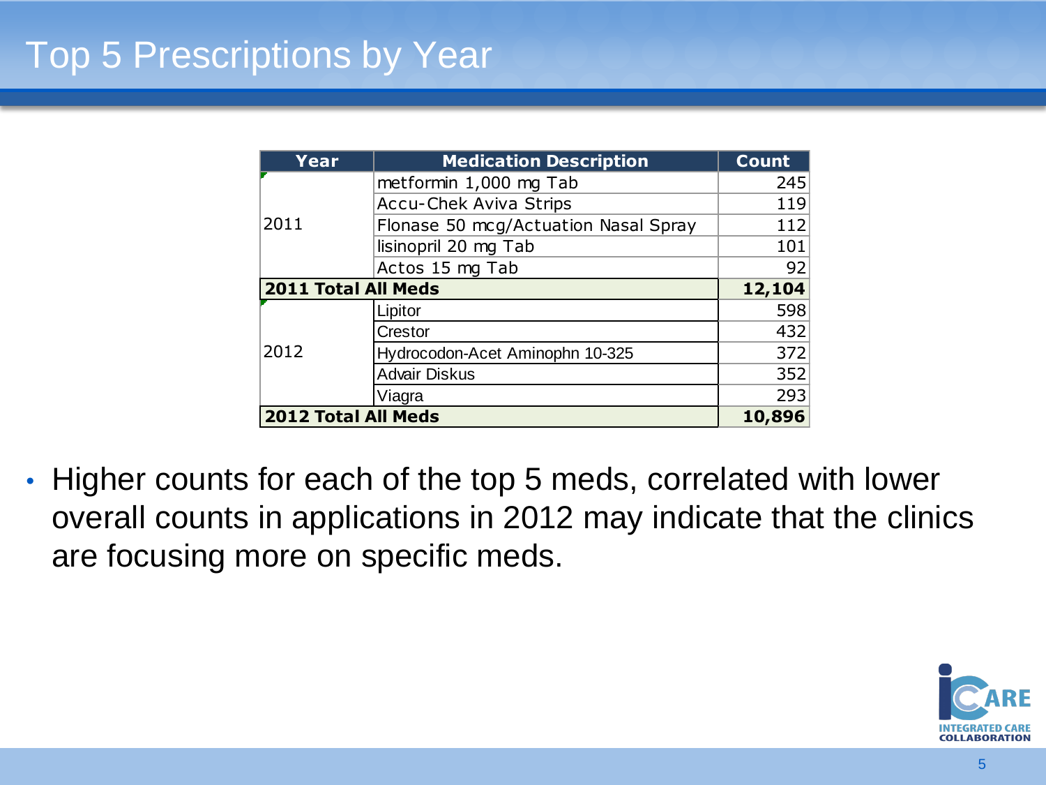# Top 5 Prescriptions by Year

| Year | Medication Description | Count |
|---|---|---|
| 2011 | metformin 1,000 mg Tab | 245 |
| | Accu-Chek Aviva Strips | 119 |
| | Flonase 50 mcg/Actuation Nasal Spray | 112 |
| | lisinopril 20 mg Tab | 101 |
| | Actos 15 mg Tab | 92 |
| **2011 Total All Meds** | | **12,104** |
| 2012 | Lipitor | 598 |
| | Crestor | 432 |
| | Hydrocodon-Acet Aminophn 10-325 | 372 |
| | Advair Diskus | 352 |
| | Viagra | 293 |
| **2012 Total All Meds** | | **10,896** |

- Higher counts for each of the top 5 meds, correlated with lower overall counts in applications in 2012 may indicate that the clinics are focusing more on specific meds.